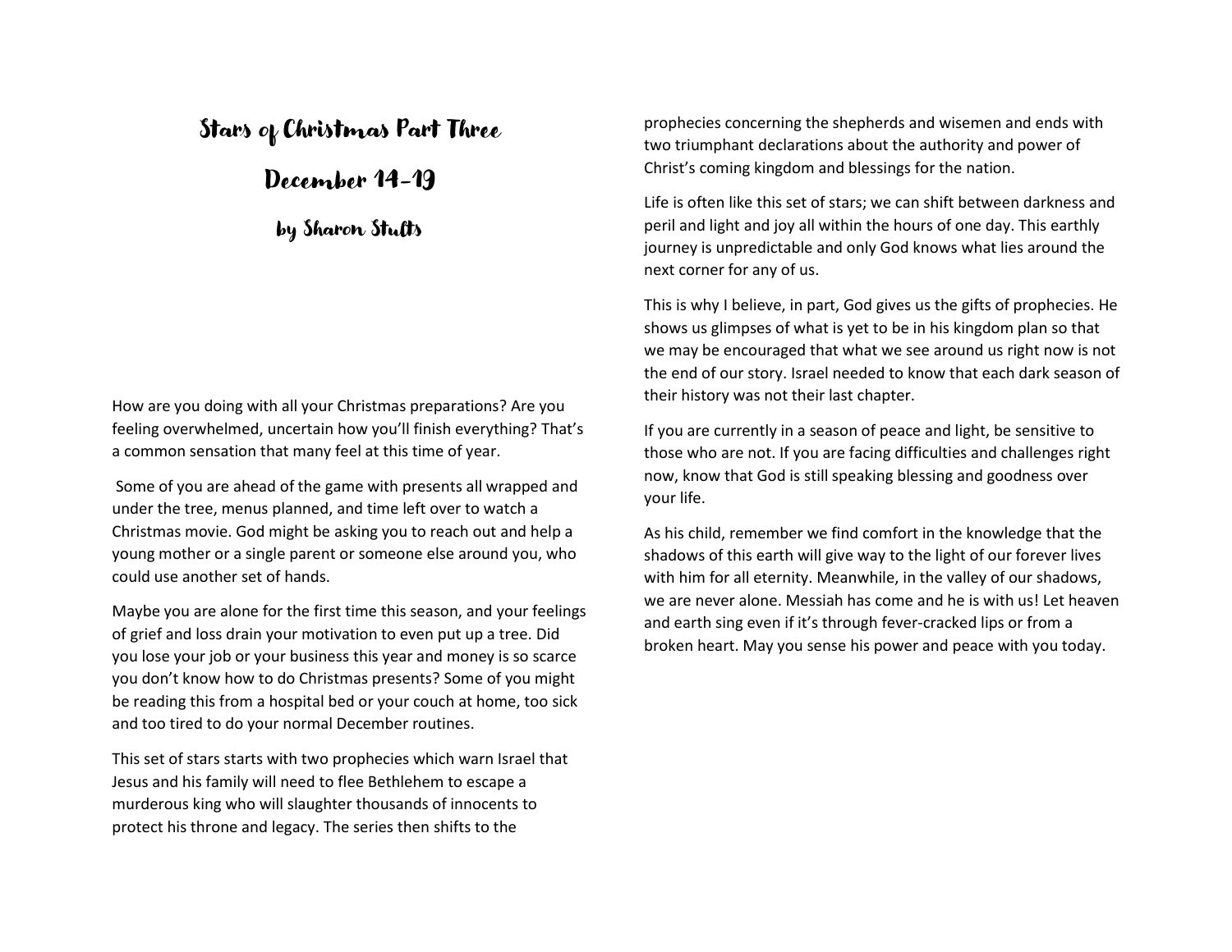# Stars of Christmas Part Three

## December 14-19

### by Sharon Stults

How are you doing with all your Christmas preparations? Are you feeling overwhelmed, uncertain how you'll finish everything? That's a common sensation that many feel at this time of year.

Some of you are ahead of the game with presents all wrapped and under the tree, menus planned, and time left over to watch a Christmas movie. God might be asking you to reach out and help a young mother or a single parent or someone else around you, who could use another set of hands.

Maybe you are alone for the first time this season, and your feelings of grief and loss drain your motivation to even put up a tree. Did you lose your job or your business this year and money is so scarce you don't know how to do Christmas presents? Some of you might be reading this from a hospital bed or your couch at home, too sick and too tired to do your normal December routines.

This set of stars starts with two prophecies which warn Israel that Jesus and his family will need to flee Bethlehem to escape a murderous king who will slaughter thousands of innocents to protect his throne and legacy. The series then shifts to the prophecies concerning the shepherds and wisemen and ends with two triumphant declarations about the authority and power of Christ's coming kingdom and blessings for the nation.

Life is often like this set of stars; we can shift between darkness and peril and light and joy all within the hours of one day. This earthly journey is unpredictable and only God knows what lies around the next corner for any of us.

This is why I believe, in part, God gives us the gifts of prophecies. He shows us glimpses of what is yet to be in his kingdom plan so that we may be encouraged that what we see around us right now is not the end of our story. Israel needed to know that each dark season of their history was not their last chapter.

If you are currently in a season of peace and light, be sensitive to those who are not. If you are facing difficulties and challenges right now, know that God is still speaking blessing and goodness over your life.

As his child, remember we find comfort in the knowledge that the shadows of this earth will give way to the light of our forever lives with him for all eternity. Meanwhile, in the valley of our shadows, we are never alone. Messiah has come and he is with us! Let heaven and earth sing even if it's through fever-cracked lips or from a broken heart. May you sense his power and peace with you today.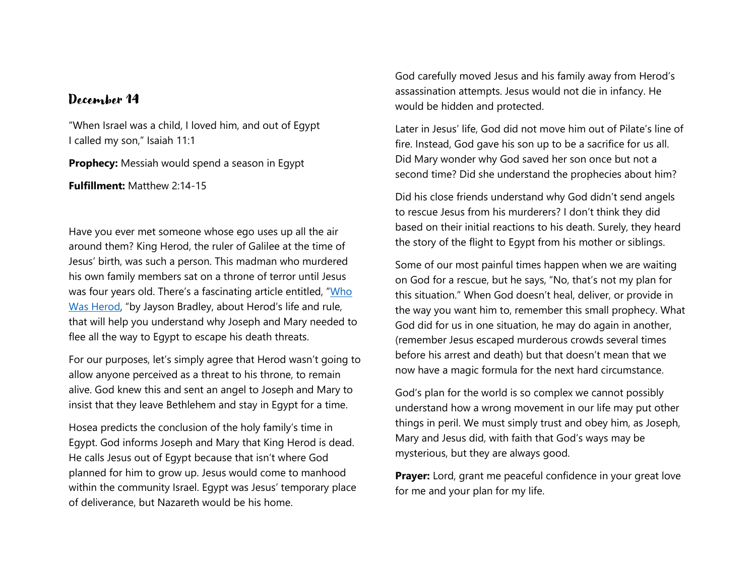## December 14

"When Israel was a child, I loved him, and out of Egypt I called my son," Isaiah 11:1

**Prophecy:** Messiah would spend a season in Egypt

**Fulfillment:** Matthew 2:14-15

Have you ever met someone whose ego uses up all the air around them? King Herod, the ruler of Galilee at the time of Jesus' birth, was such a person. This madman who murdered his own family members sat on a throne of terror until Jesus was four years old. There's a fascinating article entitled, "Who Was Herod, "by Jayson Bradley, about Herod's life and rule, that will help you understand why Joseph and Mary needed to flee all the way to Egypt to escape his death threats.

For our purposes, let's simply agree that Herod wasn't going to allow anyone perceived as a threat to his throne, to remain alive. God knew this and sent an angel to Joseph and Mary to insist that they leave Bethlehem and stay in Egypt for a time.

Hosea predicts the conclusion of the holy family's time in Egypt. God informs Joseph and Mary that King Herod is dead. He calls Jesus out of Egypt because that isn't where God planned for him to grow up. Jesus would come to manhood within the community Israel. Egypt was Jesus' temporary place of deliverance, but Nazareth would be his home.

God carefully moved Jesus and his family away from Herod's assassination attempts. Jesus would not die in infancy. He would be hidden and protected.

Later in Jesus' life, God did not move him out of Pilate's line of fire. Instead, God gave his son up to be a sacrifice for us all. Did Mary wonder why God saved her son once but not a second time? Did she understand the prophecies about him?

Did his close friends understand why God didn't send angels to rescue Jesus from his murderers? I don't think they did based on their initial reactions to his death. Surely, they heard the story of the flight to Egypt from his mother or siblings.

Some of our most painful times happen when we are waiting on God for a rescue, but he says, "No, that's not my plan for this situation." When God doesn't heal, deliver, or provide in the way you want him to, remember this small prophecy. What God did for us in one situation, he may do again in another, (remember Jesus escaped murderous crowds several times before his arrest and death) but that doesn't mean that we now have a magic formula for the next hard circumstance.

God's plan for the world is so complex we cannot possibly understand how a wrong movement in our life may put other things in peril. We must simply trust and obey him, as Joseph, Mary and Jesus did, with faith that God's ways may be mysterious, but they are always good.

**Prayer:** Lord, grant me peaceful confidence in your great love for me and your plan for my life.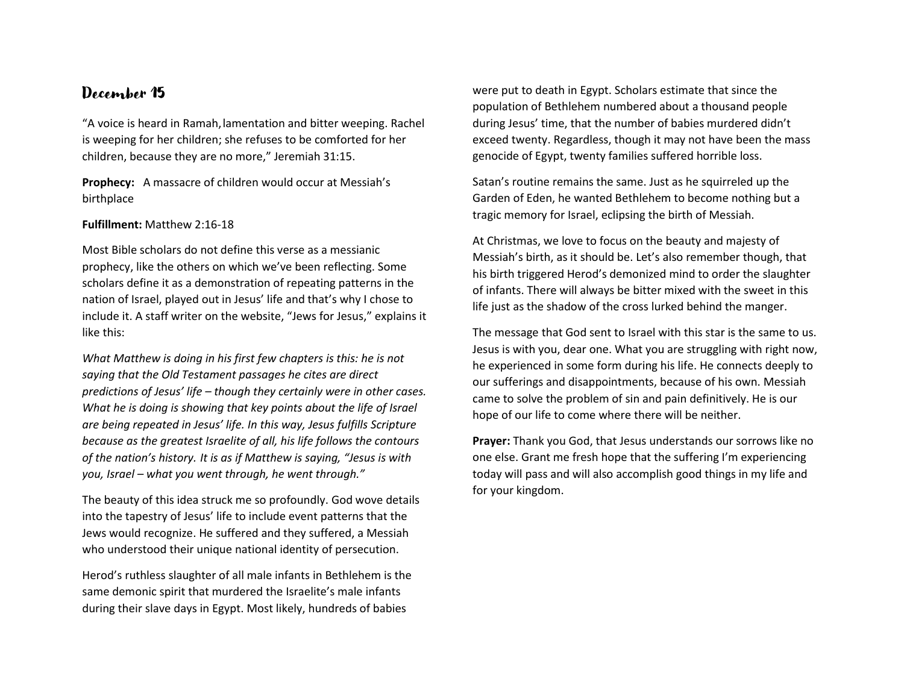# December 15

"A voice is heard in Ramah, lamentation and bitter weeping. Rachel is weeping for her children; she refuses to be comforted for her children, because they are no more," Jeremiah 31:15.

**Prophecy:** A massacre of children would occur at Messiah's birthplace

**Fulfillment:** Matthew 2:16-18

Most Bible scholars do not define this verse as a messianic prophecy, like the others on which we've been reflecting. Some scholars define it as a demonstration of repeating patterns in the nation of Israel, played out in Jesus' life and that's why I chose to include it. A staff writer on the website, "Jews for Jesus," explains it like this:

*What Matthew is doing in his first few chapters is this: he is not saying that the Old Testament passages he cites are direct predictions of Jesus' life – though they certainly were in other cases. What he is doing is showing that key points about the life of Israel are being repeated in Jesus' life. In this way, Jesus fulfills Scripture because as the greatest Israelite of all, his life follows the contours of the nation's history. It is as if Matthew is saying, "Jesus is with you, Israel – what you went through, he went through."*

The beauty of this idea struck me so profoundly. God wove details into the tapestry of Jesus' life to include event patterns that the Jews would recognize. He suffered and they suffered, a Messiah who understood their unique national identity of persecution.

Herod's ruthless slaughter of all male infants in Bethlehem is the same demonic spirit that murdered the Israelite's male infants during their slave days in Egypt. Most likely, hundreds of babies were put to death in Egypt. Scholars estimate that since the population of Bethlehem numbered about a thousand people during Jesus' time, that the number of babies murdered didn't exceed twenty. Regardless, though it may not have been the mass genocide of Egypt, twenty families suffered horrible loss.

Satan's routine remains the same. Just as he squirreled up the Garden of Eden, he wanted Bethlehem to become nothing but a tragic memory for Israel, eclipsing the birth of Messiah.

At Christmas, we love to focus on the beauty and majesty of Messiah's birth, as it should be. Let's also remember though, that his birth triggered Herod's demonized mind to order the slaughter of infants. There will always be bitter mixed with the sweet in this life just as the shadow of the cross lurked behind the manger.

The message that God sent to Israel with this star is the same to us. Jesus is with you, dear one. What you are struggling with right now, he experienced in some form during his life. He connects deeply to our sufferings and disappointments, because of his own. Messiah came to solve the problem of sin and pain definitively. He is our hope of our life to come where there will be neither.

**Prayer:** Thank you God, that Jesus understands our sorrows like no one else. Grant me fresh hope that the suffering I'm experiencing today will pass and will also accomplish good things in my life and for your kingdom.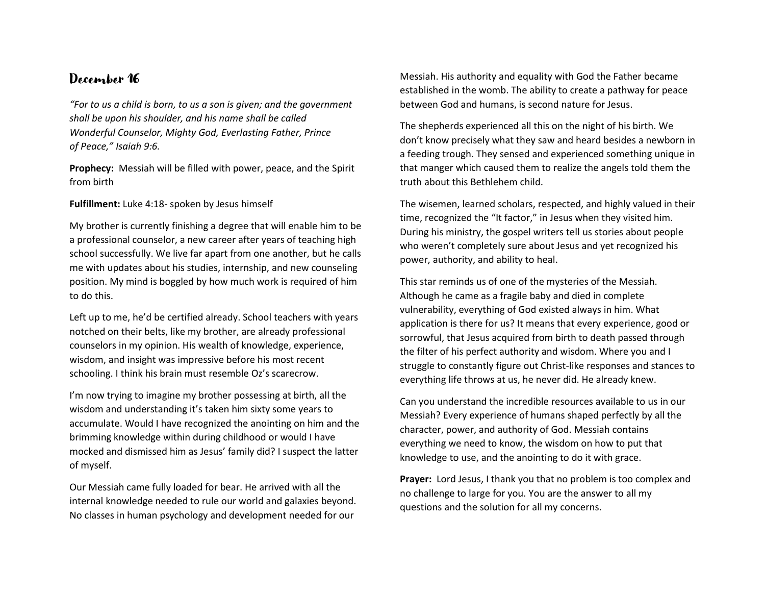## December 16

*"For to us a child is born, to us a son is given; and the government shall be upon his shoulder, and his name shall be called Wonderful Counselor, Mighty God, Everlasting Father, Prince of Peace," Isaiah 9:6.*

**Prophecy:** Messiah will be filled with power, peace, and the Spirit from birth

**Fulfillment:** Luke 4:18- spoken by Jesus himself

My brother is currently finishing a degree that will enable him to be a professional counselor, a new career after years of teaching high school successfully. We live far apart from one another, but he calls me with updates about his studies, internship, and new counseling position. My mind is boggled by how much work is required of him to do this.

Left up to me, he'd be certified already. School teachers with years notched on their belts, like my brother, are already professional counselors in my opinion. His wealth of knowledge, experience, wisdom, and insight was impressive before his most recent schooling. I think his brain must resemble Oz's scarecrow.

I'm now trying to imagine my brother possessing at birth, all the wisdom and understanding it's taken him sixty some years to accumulate. Would I have recognized the anointing on him and the brimming knowledge within during childhood or would I have mocked and dismissed him as Jesus' family did? I suspect the latter of myself.

Our Messiah came fully loaded for bear. He arrived with all the internal knowledge needed to rule our world and galaxies beyond. No classes in human psychology and development needed for our Messiah. His authority and equality with God the Father became established in the womb. The ability to create a pathway for peace between God and humans, is second nature for Jesus.

The shepherds experienced all this on the night of his birth. We don't know precisely what they saw and heard besides a newborn in a feeding trough. They sensed and experienced something unique in that manger which caused them to realize the angels told them the truth about this Bethlehem child.

The wisemen, learned scholars, respected, and highly valued in their time, recognized the "It factor," in Jesus when they visited him. During his ministry, the gospel writers tell us stories about people who weren't completely sure about Jesus and yet recognized his power, authority, and ability to heal.

This star reminds us of one of the mysteries of the Messiah. Although he came as a fragile baby and died in complete vulnerability, everything of God existed always in him. What application is there for us? It means that every experience, good or sorrowful, that Jesus acquired from birth to death passed through the filter of his perfect authority and wisdom. Where you and I struggle to constantly figure out Christ-like responses and stances to everything life throws at us, he never did. He already knew.

Can you understand the incredible resources available to us in our Messiah? Every experience of humans shaped perfectly by all the character, power, and authority of God. Messiah contains everything we need to know, the wisdom on how to put that knowledge to use, and the anointing to do it with grace.

**Prayer:** Lord Jesus, I thank you that no problem is too complex and no challenge to large for you. You are the answer to all my questions and the solution for all my concerns.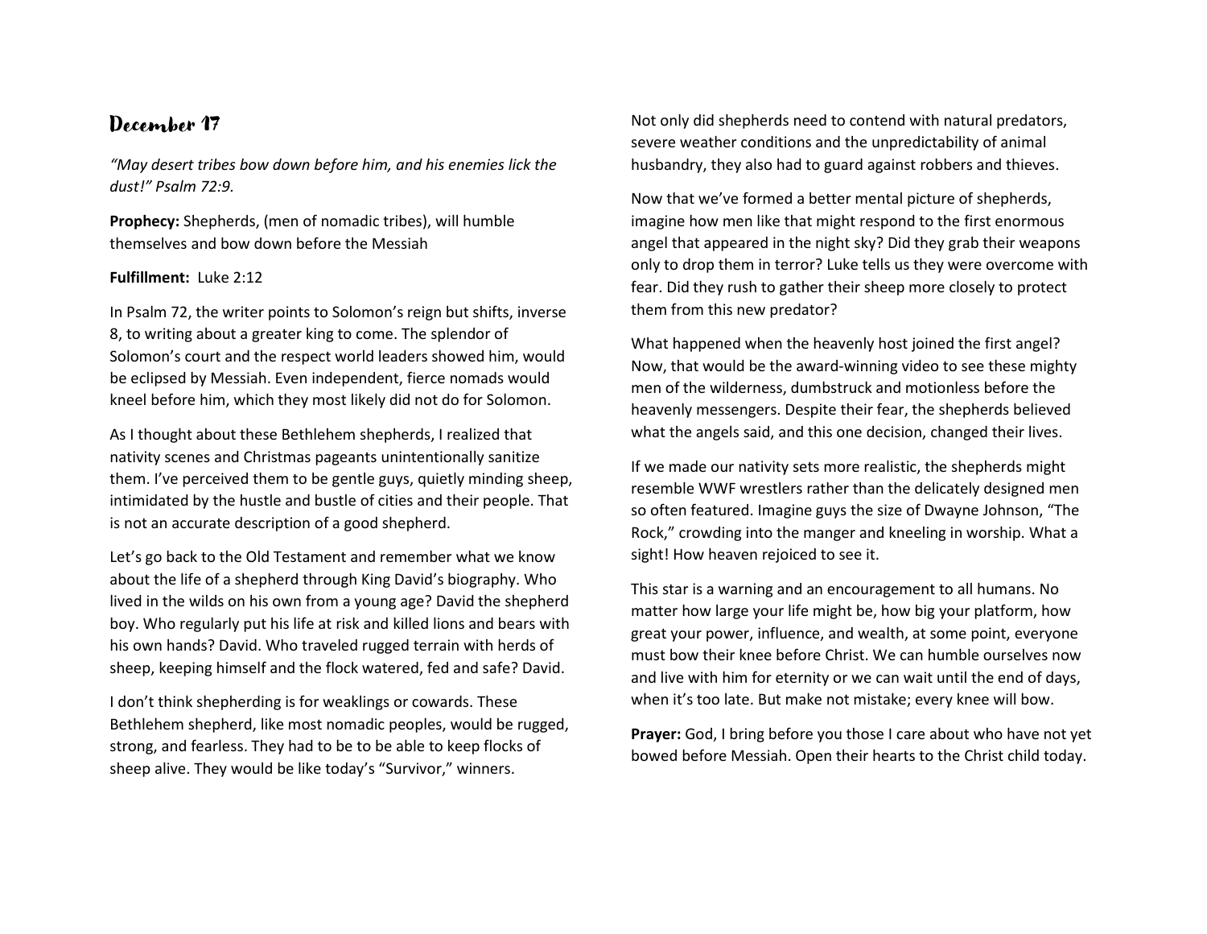## December 17

*"May desert tribes bow down before him, and his enemies lick the dust!" Psalm 72:9.*

**Prophecy:** Shepherds, (men of nomadic tribes), will humble themselves and bow down before the Messiah

**Fulfillment:** Luke 2:12

In Psalm 72, the writer points to Solomon's reign but shifts, inverse 8, to writing about a greater king to come. The splendor of Solomon's court and the respect world leaders showed him, would be eclipsed by Messiah. Even independent, fierce nomads would kneel before him, which they most likely did not do for Solomon.

As I thought about these Bethlehem shepherds, I realized that nativity scenes and Christmas pageants unintentionally sanitize them. I've perceived them to be gentle guys, quietly minding sheep, intimidated by the hustle and bustle of cities and their people. That is not an accurate description of a good shepherd.

Let's go back to the Old Testament and remember what we know about the life of a shepherd through King David's biography. Who lived in the wilds on his own from a young age? David the shepherd boy. Who regularly put his life at risk and killed lions and bears with his own hands? David. Who traveled rugged terrain with herds of sheep, keeping himself and the flock watered, fed and safe? David.

I don't think shepherding is for weaklings or cowards. These Bethlehem shepherd, like most nomadic peoples, would be rugged, strong, and fearless. They had to be to be able to keep flocks of sheep alive. They would be like today's "Survivor," winners.

Not only did shepherds need to contend with natural predators, severe weather conditions and the unpredictability of animal husbandry, they also had to guard against robbers and thieves.

Now that we've formed a better mental picture of shepherds, imagine how men like that might respond to the first enormous angel that appeared in the night sky? Did they grab their weapons only to drop them in terror? Luke tells us they were overcome with fear. Did they rush to gather their sheep more closely to protect them from this new predator?

What happened when the heavenly host joined the first angel? Now, that would be the award-winning video to see these mighty men of the wilderness, dumbstruck and motionless before the heavenly messengers. Despite their fear, the shepherds believed what the angels said, and this one decision, changed their lives.

If we made our nativity sets more realistic, the shepherds might resemble WWF wrestlers rather than the delicately designed men so often featured. Imagine guys the size of Dwayne Johnson, "The Rock," crowding into the manger and kneeling in worship. What a sight! How heaven rejoiced to see it.

This star is a warning and an encouragement to all humans. No matter how large your life might be, how big your platform, how great your power, influence, and wealth, at some point, everyone must bow their knee before Christ. We can humble ourselves now and live with him for eternity or we can wait until the end of days, when it's too late. But make not mistake; every knee will bow.

**Prayer:** God, I bring before you those I care about who have not yet bowed before Messiah. Open their hearts to the Christ child today.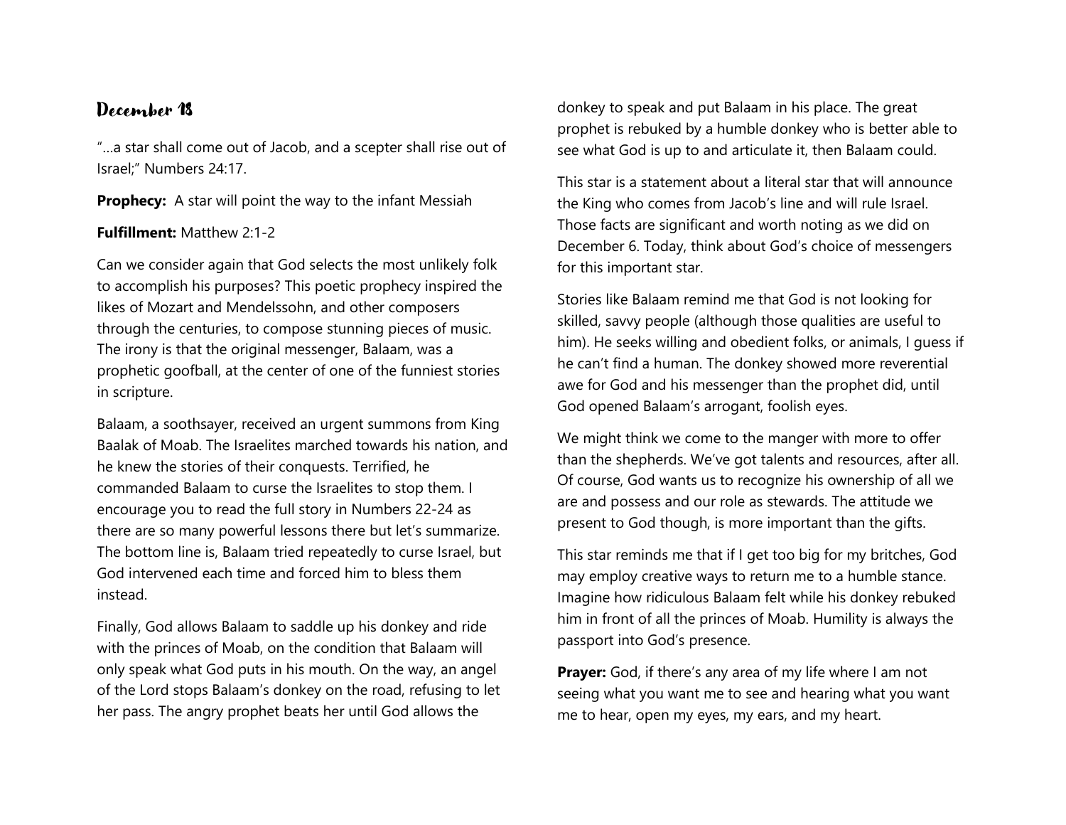## December 18

"…a star shall come out of Jacob, and a scepter shall rise out of Israel;" Numbers 24:17.

**Prophecy:** A star will point the way to the infant Messiah

**Fulfillment:** Matthew 2:1-2

Can we consider again that God selects the most unlikely folk to accomplish his purposes? This poetic prophecy inspired the likes of Mozart and Mendelssohn, and other composers through the centuries, to compose stunning pieces of music. The irony is that the original messenger, Balaam, was a prophetic goofball, at the center of one of the funniest stories in scripture.

Balaam, a soothsayer, received an urgent summons from King Baalak of Moab. The Israelites marched towards his nation, and he knew the stories of their conquests. Terrified, he commanded Balaam to curse the Israelites to stop them. I encourage you to read the full story in Numbers 22-24 as there are so many powerful lessons there but let's summarize. The bottom line is, Balaam tried repeatedly to curse Israel, but God intervened each time and forced him to bless them instead.

Finally, God allows Balaam to saddle up his donkey and ride with the princes of Moab, on the condition that Balaam will only speak what God puts in his mouth. On the way, an angel of the Lord stops Balaam's donkey on the road, refusing to let her pass. The angry prophet beats her until God allows the donkey to speak and put Balaam in his place. The great prophet is rebuked by a humble donkey who is better able to see what God is up to and articulate it, then Balaam could.

This star is a statement about a literal star that will announce the King who comes from Jacob's line and will rule Israel. Those facts are significant and worth noting as we did on December 6. Today, think about God's choice of messengers for this important star.

Stories like Balaam remind me that God is not looking for skilled, savvy people (although those qualities are useful to him). He seeks willing and obedient folks, or animals, I guess if he can't find a human. The donkey showed more reverential awe for God and his messenger than the prophet did, until God opened Balaam's arrogant, foolish eyes.

We might think we come to the manger with more to offer than the shepherds. We've got talents and resources, after all. Of course, God wants us to recognize his ownership of all we are and possess and our role as stewards. The attitude we present to God though, is more important than the gifts.

This star reminds me that if I get too big for my britches, God may employ creative ways to return me to a humble stance. Imagine how ridiculous Balaam felt while his donkey rebuked him in front of all the princes of Moab. Humility is always the passport into God's presence.

**Prayer:** God, if there's any area of my life where I am not seeing what you want me to see and hearing what you want me to hear, open my eyes, my ears, and my heart.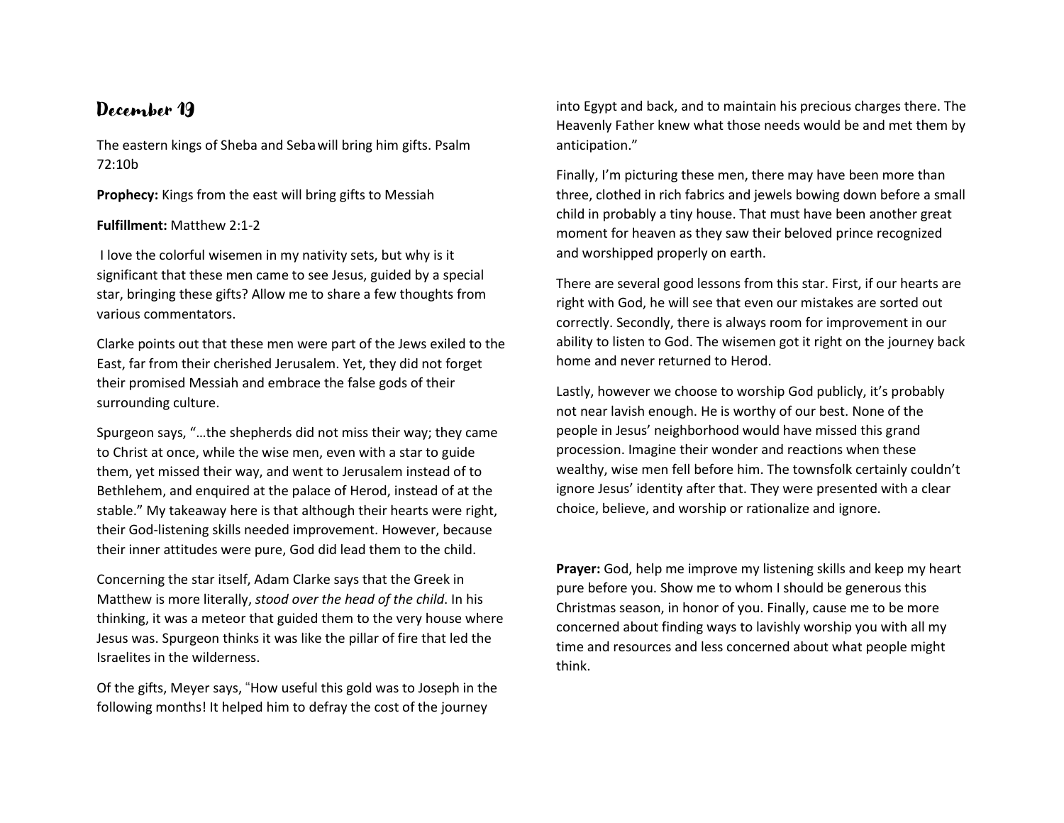## December 19

The eastern kings of Sheba and Seba will bring him gifts. Psalm 72:10b

**Prophecy:** Kings from the east will bring gifts to Messiah

**Fulfillment:** Matthew 2:1-2

I love the colorful wisemen in my nativity sets, but why is it significant that these men came to see Jesus, guided by a special star, bringing these gifts? Allow me to share a few thoughts from various commentators.

Clarke points out that these men were part of the Jews exiled to the East, far from their cherished Jerusalem. Yet, they did not forget their promised Messiah and embrace the false gods of their surrounding culture.

Spurgeon says, "…the shepherds did not miss their way; they came to Christ at once, while the wise men, even with a star to guide them, yet missed their way, and went to Jerusalem instead of to Bethlehem, and enquired at the palace of Herod, instead of at the stable." My takeaway here is that although their hearts were right, their God-listening skills needed improvement. However, because their inner attitudes were pure, God did lead them to the child.

Concerning the star itself, Adam Clarke says that the Greek in Matthew is more literally, *stood over the head of the child*. In his thinking, it was a meteor that guided them to the very house where Jesus was. Spurgeon thinks it was like the pillar of fire that led the Israelites in the wilderness.

Of the gifts, Meyer says, "How useful this gold was to Joseph in the following months! It helped him to defray the cost of the journey into Egypt and back, and to maintain his precious charges there. The Heavenly Father knew what those needs would be and met them by anticipation."

Finally, I'm picturing these men, there may have been more than three, clothed in rich fabrics and jewels bowing down before a small child in probably a tiny house. That must have been another great moment for heaven as they saw their beloved prince recognized and worshipped properly on earth.

There are several good lessons from this star. First, if our hearts are right with God, he will see that even our mistakes are sorted out correctly. Secondly, there is always room for improvement in our ability to listen to God. The wisemen got it right on the journey back home and never returned to Herod.

Lastly, however we choose to worship God publicly, it's probably not near lavish enough. He is worthy of our best. None of the people in Jesus' neighborhood would have missed this grand procession. Imagine their wonder and reactions when these wealthy, wise men fell before him. The townsfolk certainly couldn't ignore Jesus' identity after that. They were presented with a clear choice, believe, and worship or rationalize and ignore.

**Prayer:** God, help me improve my listening skills and keep my heart pure before you. Show me to whom I should be generous this Christmas season, in honor of you. Finally, cause me to be more concerned about finding ways to lavishly worship you with all my time and resources and less concerned about what people might think.